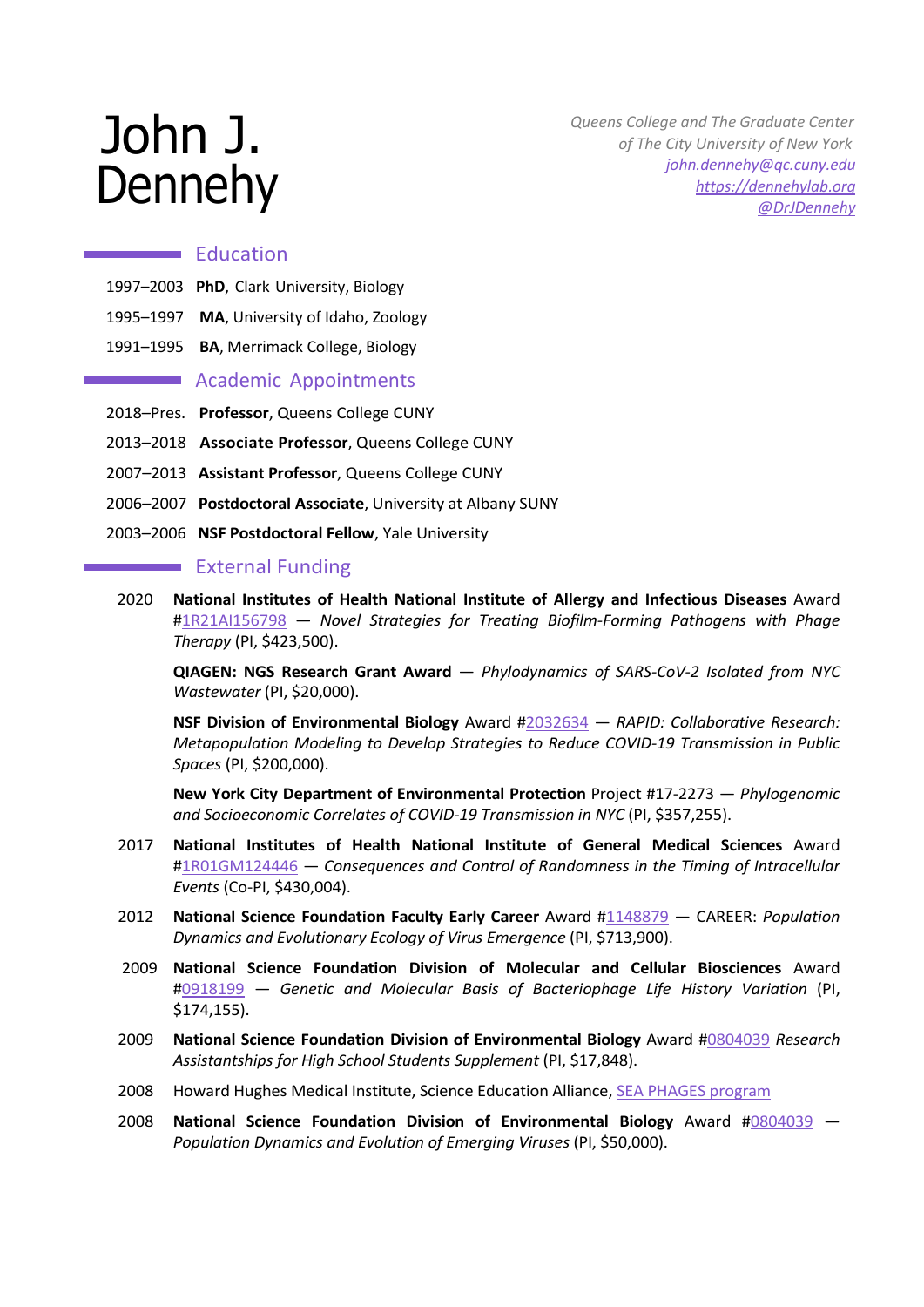# John J. Dennehy

*Queens College and The Graduate Center*
*of The City University of New York*
*[john.dennehy@qc.cuny.edu](mailto:john.dennehy@qc.cuny.edu)*
*[https://dennehylab.org](https://dennehylab.org)*
*@DrJDennehy*

## Education

1997–2003 **PhD**, Clark University, Biology

1995–1997 **MA**, University of Idaho, Zoology

1991–1995 **BA**, Merrimack College, Biology

## Academic Appointments

2018–Pres. **Professor**, Queens College CUNY

2013–2018 **Associate Professor**, Queens College CUNY

2007–2013 **Assistant Professor**, Queens College CUNY

2006–2007 **Postdoctoral Associate**, University at Albany SUNY

2003–2006 **NSF Postdoctoral Fellow**, Yale University

## External Funding

2020 **National Institutes of Health National Institute of Allergy and Infectious Diseases** Award #1R21AI156798 — *Novel Strategies for Treating Biofilm-Forming Pathogens with Phage Therapy* (PI, $423,500).

**QIAGEN: NGS Research Grant Award** — *Phylodynamics of SARS-CoV-2 Isolated from NYC Wastewater* (PI, $20,000).

**NSF Division of Environmental Biology** Award #2032634 — *RAPID: Collaborative Research: Metapopulation Modeling to Develop Strategies to Reduce COVID-19 Transmission in Public Spaces* (PI, $200,000).

**New York City Department of Environmental Protection** Project #17-2273 — *Phylogenomic and Socioeconomic Correlates of COVID-19 Transmission in NYC* (PI, $357,255).

2017 **National Institutes of Health National Institute of General Medical Sciences** Award #1R01GM124446 — *Consequences and Control of Randomness in the Timing of Intracellular Events* (Co-PI, $430,004).

2012 **National Science Foundation Faculty Early Career** Award #1148879 — CAREER: *Population Dynamics and Evolutionary Ecology of Virus Emergence* (PI, $713,900).

2009 **National Science Foundation Division of Molecular and Cellular Biosciences** Award #0918199 — *Genetic and Molecular Basis of Bacteriophage Life History Variation* (PI, $174,155).

2009 **National Science Foundation Division of Environmental Biology** Award #0804039 *Research Assistantships for High School Students Supplement* (PI, $17,848).

2008 Howard Hughes Medical Institute, Science Education Alliance, SEA PHAGES program

2008 **National Science Foundation Division of Environmental Biology** Award #0804039 — *Population Dynamics and Evolution of Emerging Viruses* (PI, $50,000).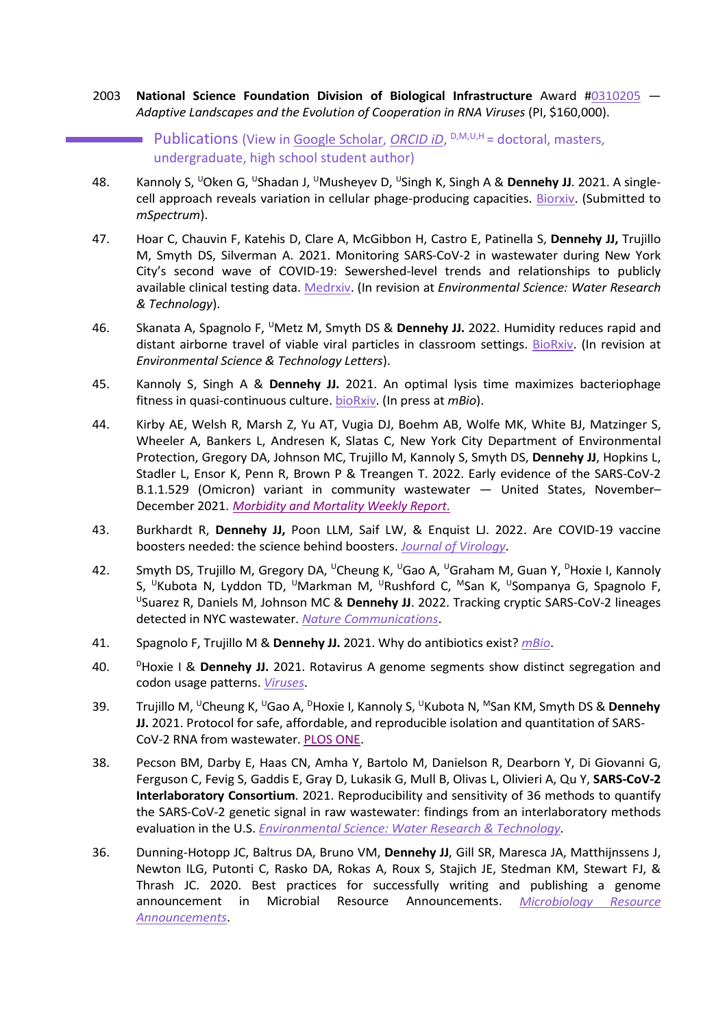2003 **National Science Foundation Division of Biological Infrastructure** Award #0310205 — *Adaptive Landscapes and the Evolution of Cooperation in RNA Viruses* (PI, $160,000).

## Publications (View in Google Scholar, *ORCID iD*, D,M,U,H = doctoral, masters, undergraduate, high school student author)

48. Kannoly S, [U]Oken G, [U]Shadan J, [U]Musheyev D, [U]Singh K, Singh A & **Dennehy JJ**. 2021. A single-cell approach reveals variation in cellular phage-producing capacities. Biorxiv. (Submitted to *mSpectrum*).

47. Hoar C, Chauvin F, Katehis D, Clare A, McGibbon H, Castro E, Patinella S, **Dennehy JJ,** Trujillo M, Smyth DS, Silverman A. 2021. Monitoring SARS-CoV-2 in wastewater during New York City's second wave of COVID-19: Sewershed-level trends and relationships to publicly available clinical testing data. Medrxiv. (In revision at *Environmental Science: Water Research & Technology*).

46. Skanata A, Spagnolo F, [U]Metz M, Smyth DS & **Dennehy JJ.** 2022. Humidity reduces rapid and distant airborne travel of viable viral particles in classroom settings. BioRxiv. (In revision at *Environmental Science & Technology Letters*).

45. Kannoly S, Singh A & **Dennehy JJ.** 2021. An optimal lysis time maximizes bacteriophage fitness in quasi-continuous culture. bioRxiv. (In press at *mBio*).

44. Kirby AE, Welsh R, Marsh Z, Yu AT, Vugia DJ, Boehm AB, Wolfe MK, White BJ, Matzinger S, Wheeler A, Bankers L, Andresen K, Slatas C, New York City Department of Environmental Protection, Gregory DA, Johnson MC, Trujillo M, Kannoly S, Smyth DS, **Dennehy JJ**, Hopkins L, Stadler L, Ensor K, Penn R, Brown P & Treangen T. 2022. Early evidence of the SARS-CoV-2 B.1.1.529 (Omicron) variant in community wastewater — United States, November–December 2021. *Morbidity and Mortality Weekly Report.*

43. Burkhardt R, **Dennehy JJ,** Poon LLM, Saif LW, & Enquist LJ. 2022. Are COVID-19 vaccine boosters needed: the science behind boosters. *Journal of Virology*.

42. Smyth DS, Trujillo M, Gregory DA, [U]Cheung K, [U]Gao A, [U]Graham M, Guan Y, [D]Hoxie I, Kannoly S, [U]Kubota N, Lyddon TD, [U]Markman M, [U]Rushford C, [M]San K, [U]Sompanya G, Spagnolo F, [U]Suarez R, Daniels M, Johnson MC & **Dennehy JJ**. 2022. Tracking cryptic SARS-CoV-2 lineages detected in NYC wastewater. *Nature Communications*.

41. Spagnolo F, Trujillo M & **Dennehy JJ.** 2021. Why do antibiotics exist? *mBio*.

40. [D]Hoxie I & **Dennehy JJ.** 2021. Rotavirus A genome segments show distinct segregation and codon usage patterns. *Viruses*.

39. Trujillo M, [U]Cheung K, [U]Gao A, [D]Hoxie I, Kannoly S, [U]Kubota N, [M]San KM, Smyth DS & **Dennehy JJ.** 2021. Protocol for safe, affordable, and reproducible isolation and quantitation of SARS-CoV-2 RNA from wastewater. PLOS ONE.

38. Pecson BM, Darby E, Haas CN, Amha Y, Bartolo M, Danielson R, Dearborn Y, Di Giovanni G, Ferguson C, Fevig S, Gaddis E, Gray D, Lukasik G, Mull B, Olivas L, Olivieri A, Qu Y, **SARS-CoV-2 Interlaboratory Consortium**. 2021. Reproducibility and sensitivity of 36 methods to quantify the SARS-CoV-2 genetic signal in raw wastewater: findings from an interlaboratory methods evaluation in the U.S. *Environmental Science: Water Research & Technology*.

36. Dunning-Hotopp JC, Baltrus DA, Bruno VM, **Dennehy JJ**, Gill SR, Maresca JA, Matthijnssens J, Newton ILG, Putonti C, Rasko DA, Rokas A, Roux S, Stajich JE, Stedman KM, Stewart FJ, & Thrash JC. 2020. Best practices for successfully writing and publishing a genome announcement in Microbial Resource Announcements. *Microbiology Resource Announcements*.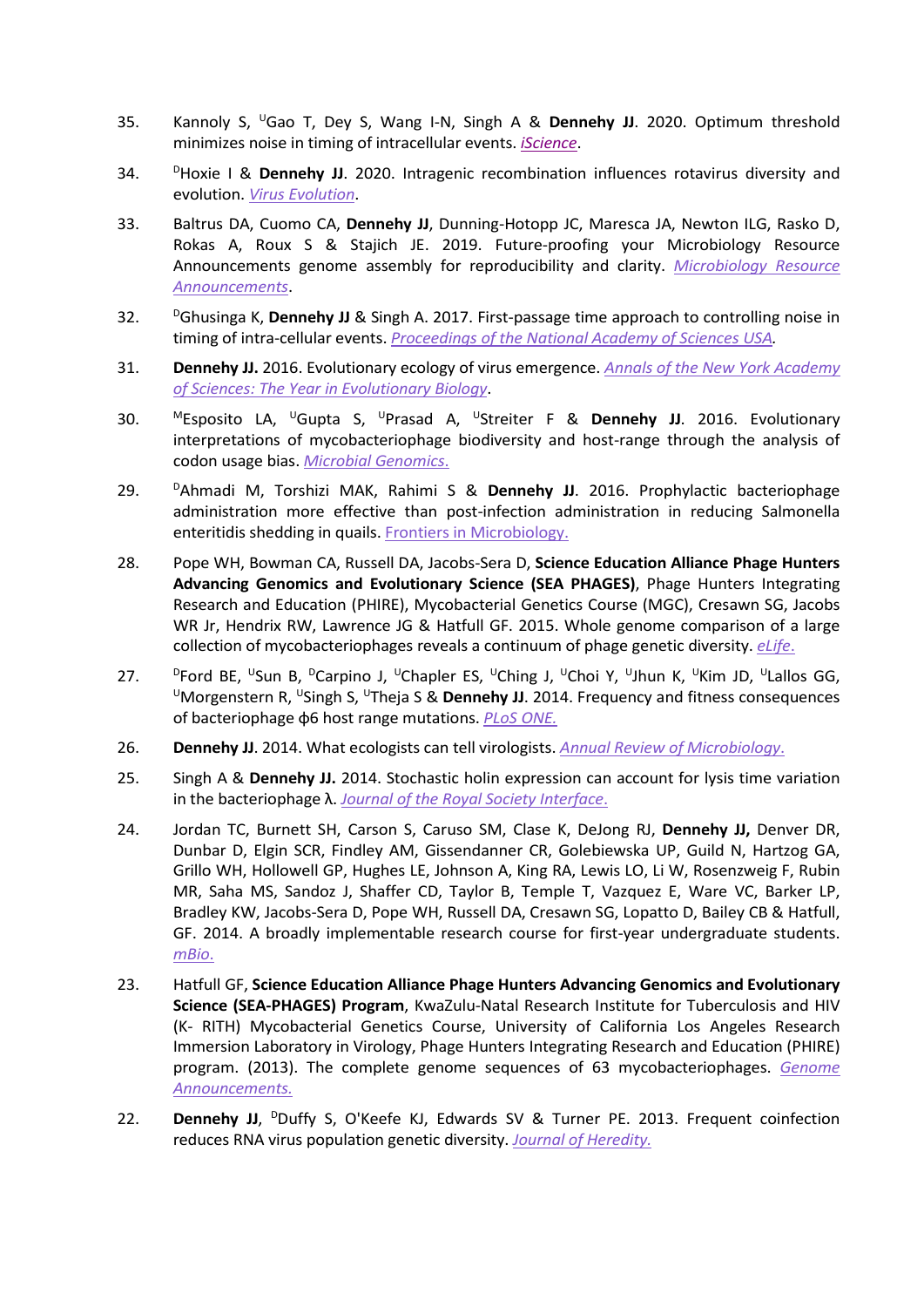35. Kannoly S, [U]Gao T, Dey S, Wang I-N, Singh A & **Dennehy JJ**. 2020. Optimum threshold minimizes noise in timing of intracellular events. *iScience*.

34. [D]Hoxie I & **Dennehy JJ**. 2020. Intragenic recombination influences rotavirus diversity and evolution. *Virus Evolution*.

33. Baltrus DA, Cuomo CA, **Dennehy JJ**, Dunning-Hotopp JC, Maresca JA, Newton ILG, Rasko D, Rokas A, Roux S & Stajich JE. 2019. Future-proofing your Microbiology Resource Announcements genome assembly for reproducibility and clarity. *Microbiology Resource Announcements*.

32. [D]Ghusinga K, **Dennehy JJ** & Singh A. 2017. First-passage time approach to controlling noise in timing of intra-cellular events. *Proceedings of the National Academy of Sciences USA.*

31. **Dennehy JJ.** 2016. Evolutionary ecology of virus emergence. *Annals of the New York Academy of Sciences: The Year in Evolutionary Biology*.

30. [M]Esposito LA, [U]Gupta S, [U]Prasad A, [U]Streiter F & **Dennehy JJ**. 2016. Evolutionary interpretations of mycobacteriophage biodiversity and host-range through the analysis of codon usage bias. *Microbial Genomics.*

29. [D]Ahmadi M, Torshizi MAK, Rahimi S & **Dennehy JJ**. 2016. Prophylactic bacteriophage administration more effective than post-infection administration in reducing Salmonella enteritidis shedding in quails. Frontiers in Microbiology.

28. Pope WH, Bowman CA, Russell DA, Jacobs-Sera D, **Science Education Alliance Phage Hunters Advancing Genomics and Evolutionary Science (SEA PHAGES)**, Phage Hunters Integrating Research and Education (PHIRE), Mycobacterial Genetics Course (MGC), Cresawn SG, Jacobs WR Jr, Hendrix RW, Lawrence JG & Hatfull GF. 2015. Whole genome comparison of a large collection of mycobacteriophages reveals a continuum of phage genetic diversity. *eLife.*

27. [D]Ford BE, [U]Sun B, [D]Carpino J, [U]Chapler ES, [U]Ching J, [U]Choi Y, [U]Jhun K, [U]Kim JD, [U]Lallos GG, [U]Morgenstern R, [U]Singh S, [U]Theja S & **Dennehy JJ**. 2014. Frequency and fitness consequences of bacteriophage φ6 host range mutations. *PLoS ONE.*

26. **Dennehy JJ**. 2014. What ecologists can tell virologists. *Annual Review of Microbiology.*

25. Singh A & **Dennehy JJ.** 2014. Stochastic holin expression can account for lysis time variation in the bacteriophage λ. *Journal of the Royal Society Interface.*

24. Jordan TC, Burnett SH, Carson S, Caruso SM, Clase K, DeJong RJ, **Dennehy JJ,** Denver DR, Dunbar D, Elgin SCR, Findley AM, Gissendanner CR, Golebiewska UP, Guild N, Hartzog GA, Grillo WH, Hollowell GP, Hughes LE, Johnson A, King RA, Lewis LO, Li W, Rosenzweig F, Rubin MR, Saha MS, Sandoz J, Shaffer CD, Taylor B, Temple T, Vazquez E, Ware VC, Barker LP, Bradley KW, Jacobs-Sera D, Pope WH, Russell DA, Cresawn SG, Lopatto D, Bailey CB & Hatfull, GF. 2014. A broadly implementable research course for first-year undergraduate students. *mBio.*

23. Hatfull GF, **Science Education Alliance Phage Hunters Advancing Genomics and Evolutionary Science (SEA-PHAGES) Program**, KwaZulu-Natal Research Institute for Tuberculosis and HIV (K- RITH) Mycobacterial Genetics Course, University of California Los Angeles Research Immersion Laboratory in Virology, Phage Hunters Integrating Research and Education (PHIRE) program. (2013). The complete genome sequences of 63 mycobacteriophages. *Genome Announcements.*

22. **Dennehy JJ**, [D]Duffy S, O'Keefe KJ, Edwards SV & Turner PE. 2013. Frequent coinfection reduces RNA virus population genetic diversity. *Journal of Heredity.*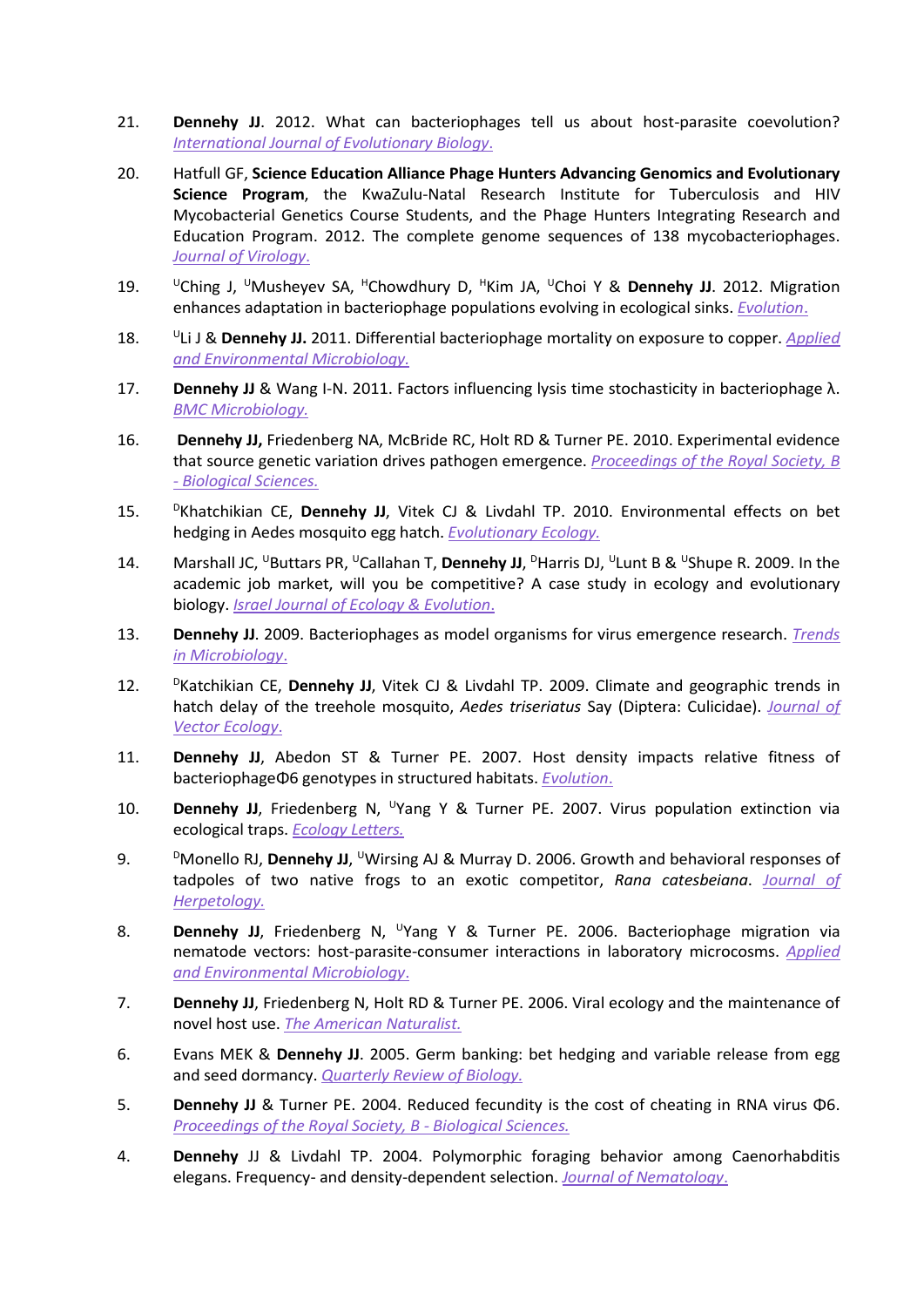21. **Dennehy JJ**. 2012. What can bacteriophages tell us about host-parasite coevolution? *International Journal of Evolutionary Biology.*

20. Hatfull GF, **Science Education Alliance Phage Hunters Advancing Genomics and Evolutionary Science Program**, the KwaZulu-Natal Research Institute for Tuberculosis and HIV Mycobacterial Genetics Course Students, and the Phage Hunters Integrating Research and Education Program. 2012. The complete genome sequences of 138 mycobacteriophages. *Journal of Virology.*

19. [U]Ching J, [U]Musheyev SA, [H]Chowdhury D, [H]Kim JA, [U]Choi Y & **Dennehy JJ**. 2012. Migration enhances adaptation in bacteriophage populations evolving in ecological sinks. *Evolution.*

18. [U]Li J & **Dennehy JJ.** 2011. Differential bacteriophage mortality on exposure to copper. *Applied and Environmental Microbiology.*

17. **Dennehy JJ** & Wang I-N. 2011. Factors influencing lysis time stochasticity in bacteriophage λ. *BMC Microbiology.*

16. **Dennehy JJ,** Friedenberg NA, McBride RC, Holt RD & Turner PE. 2010. Experimental evidence that source genetic variation drives pathogen emergence. *Proceedings of the Royal Society, B - Biological Sciences.*

15. [D]Khatchikian CE, **Dennehy JJ**, Vitek CJ & Livdahl TP. 2010. Environmental effects on bet hedging in Aedes mosquito egg hatch. *Evolutionary Ecology.*

14. Marshall JC, [U]Buttars PR, [U]Callahan T, **Dennehy JJ**, [D]Harris DJ, [U]Lunt B & [U]Shupe R. 2009. In the academic job market, will you be competitive? A case study in ecology and evolutionary biology. *Israel Journal of Ecology & Evolution.*

13. **Dennehy JJ**. 2009. Bacteriophages as model organisms for virus emergence research. *Trends in Microbiology.*

12. [D]Katchikian CE, **Dennehy JJ**, Vitek CJ & Livdahl TP. 2009. Climate and geographic trends in hatch delay of the treehole mosquito, *Aedes triseriatus* Say (Diptera: Culicidae). *Journal of Vector Ecology.*

11. **Dennehy JJ**, Abedon ST & Turner PE. 2007. Host density impacts relative fitness of bacteriophageΦ6 genotypes in structured habitats. *Evolution.*

10. **Dennehy JJ**, Friedenberg N, [U]Yang Y & Turner PE. 2007. Virus population extinction via ecological traps. *Ecology Letters.*

9. [D]Monello RJ, **Dennehy JJ**, [U]Wirsing AJ & Murray D. 2006. Growth and behavioral responses of tadpoles of two native frogs to an exotic competitor, *Rana catesbeiana*. *Journal of Herpetology.*

8. **Dennehy JJ**, Friedenberg N, [U]Yang Y & Turner PE. 2006. Bacteriophage migration via nematode vectors: host-parasite-consumer interactions in laboratory microcosms. *Applied and Environmental Microbiology.*

7. **Dennehy JJ**, Friedenberg N, Holt RD & Turner PE. 2006. Viral ecology and the maintenance of novel host use. *The American Naturalist.*

6. Evans MEK & **Dennehy JJ**. 2005. Germ banking: bet hedging and variable release from egg and seed dormancy. *Quarterly Review of Biology.*

5. **Dennehy JJ** & Turner PE. 2004. Reduced fecundity is the cost of cheating in RNA virus Φ6. *Proceedings of the Royal Society, B - Biological Sciences.*

4. **Dennehy** JJ & Livdahl TP. 2004. Polymorphic foraging behavior among Caenorhabditis elegans. Frequency- and density-dependent selection. *Journal of Nematology.*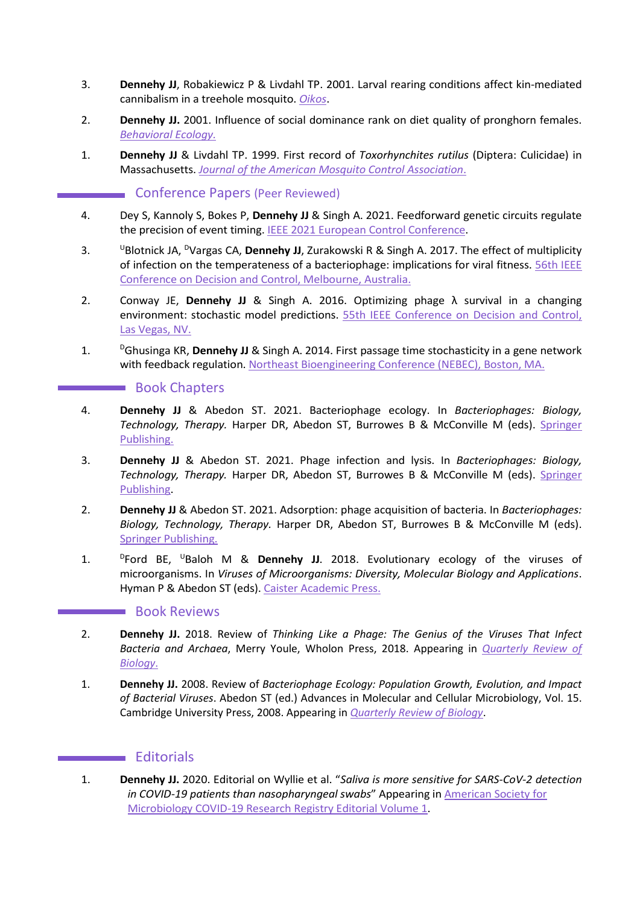3. **Dennehy JJ**, Robakiewicz P & Livdahl TP. 2001. Larval rearing conditions affect kin-mediated cannibalism in a treehole mosquito. *Oikos*.

2. **Dennehy JJ.** 2001. Influence of social dominance rank on diet quality of pronghorn females. *Behavioral Ecology.*

1. **Dennehy JJ** & Livdahl TP. 1999. First record of *Toxorhynchites rutilus* (Diptera: Culicidae) in Massachusetts. *Journal of the American Mosquito Control Association*.

## Conference Papers (Peer Reviewed)

4. Dey S, Kannoly S, Bokes P, **Dennehy JJ** & Singh A. 2021. Feedforward genetic circuits regulate the precision of event timing. IEEE 2021 European Control Conference.

3. [U]Blotnick JA, [D]Vargas CA, **Dennehy JJ**, Zurakowski R & Singh A. 2017. The effect of multiplicity of infection on the temperateness of a bacteriophage: implications for viral fitness. 56th IEEE Conference on Decision and Control, Melbourne, Australia.

2. Conway JE, **Dennehy JJ** & Singh A. 2016. Optimizing phage λ survival in a changing environment: stochastic model predictions. 55th IEEE Conference on Decision and Control, Las Vegas, NV.

1. [D]Ghusinga KR, **Dennehy JJ** & Singh A. 2014. First passage time stochasticity in a gene network with feedback regulation. Northeast Bioengineering Conference (NEBEC), Boston, MA.

## Book Chapters

4. **Dennehy JJ** & Abedon ST. 2021. Bacteriophage ecology. In *Bacteriophages: Biology, Technology, Therapy.* Harper DR, Abedon ST, Burrowes B & McConville M (eds). Springer Publishing.

3. **Dennehy JJ** & Abedon ST. 2021. Phage infection and lysis. In *Bacteriophages: Biology, Technology, Therapy.* Harper DR, Abedon ST, Burrowes B & McConville M (eds). Springer Publishing.

2. **Dennehy JJ** & Abedon ST. 2021. Adsorption: phage acquisition of bacteria. In *Bacteriophages: Biology, Technology, Therapy.* Harper DR, Abedon ST, Burrowes B & McConville M (eds). Springer Publishing.

1. [D]Ford BE, [U]Baloh M & **Dennehy JJ**. 2018. Evolutionary ecology of the viruses of microorganisms. In *Viruses of Microorganisms: Diversity, Molecular Biology and Applications*. Hyman P & Abedon ST (eds). Caister Academic Press.

## Book Reviews

2. **Dennehy JJ.** 2018. Review of *Thinking Like a Phage: The Genius of the Viruses That Infect Bacteria and Archaea*, Merry Youle, Wholon Press, 2018. Appearing in *Quarterly Review of Biology*.

1. **Dennehy JJ.** 2008. Review of *Bacteriophage Ecology: Population Growth, Evolution, and Impact of Bacterial Viruses*. Abedon ST (ed.) Advances in Molecular and Cellular Microbiology, Vol. 15. Cambridge University Press, 2008. Appearing in *Quarterly Review of Biology*.

## Editorials

1. **Dennehy JJ.** 2020. Editorial on Wyllie et al. "*Saliva is more sensitive for SARS-CoV-2 detection in COVID-19 patients than nasopharyngeal swabs*" Appearing in American Society for Microbiology COVID-19 Research Registry Editorial Volume 1.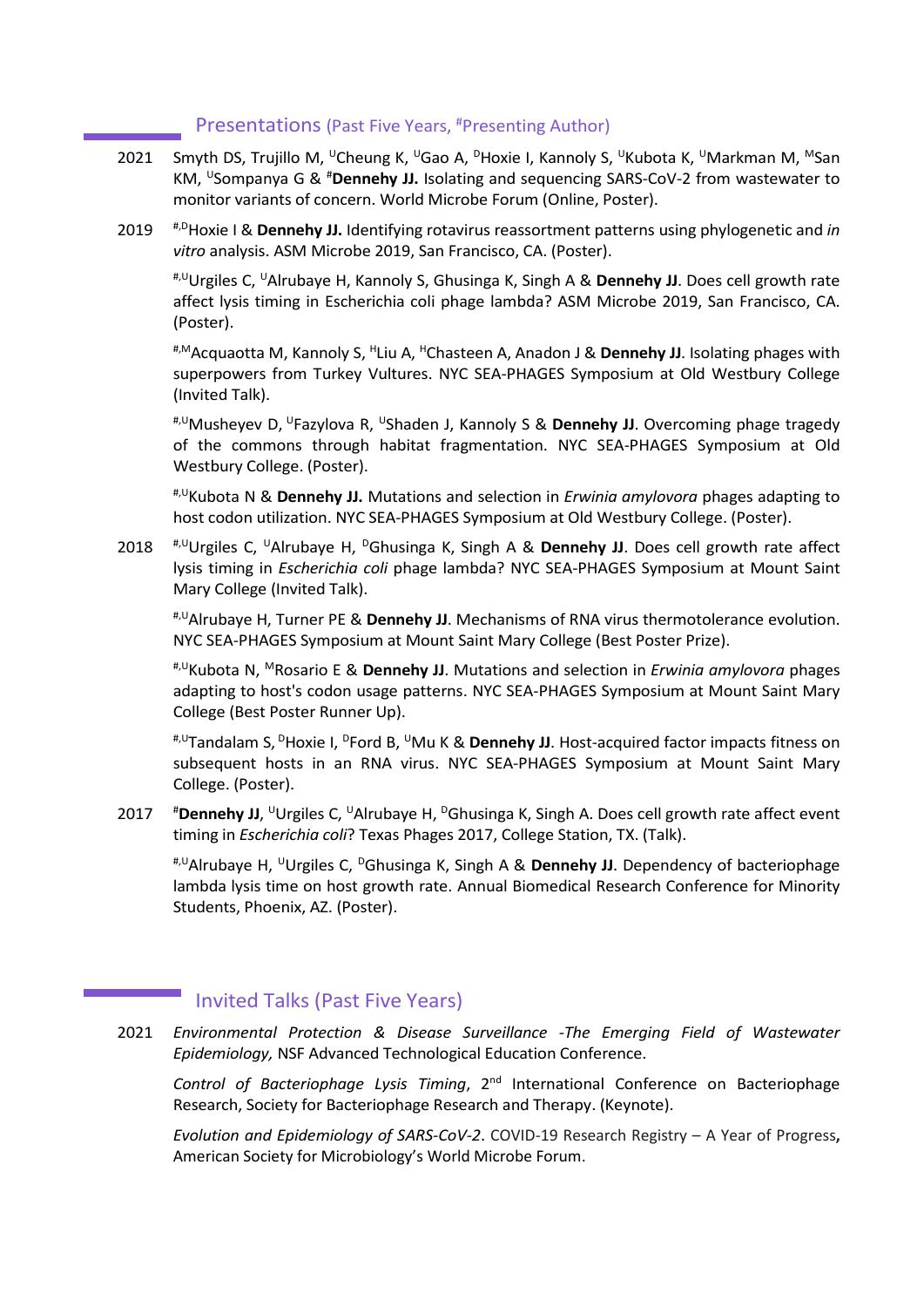## Presentations (Past Five Years, #Presenting Author)

2021 Smyth DS, Trujillo M, [U]Cheung K, [U]Gao A, [D]Hoxie I, Kannoly S, [U]Kubota K, [U]Markman M, [M]San KM, [U]Sompanya G & #**Dennehy JJ.** Isolating and sequencing SARS-CoV-2 from wastewater to monitor variants of concern. World Microbe Forum (Online, Poster).

2019 [#,D]Hoxie I & **Dennehy JJ.** Identifying rotavirus reassortment patterns using phylogenetic and *in vitro* analysis. ASM Microbe 2019, San Francisco, CA. (Poster).

[#,U]Urgiles C, [U]Alrubaye H, Kannoly S, Ghusinga K, Singh A & **Dennehy JJ**. Does cell growth rate affect lysis timing in Escherichia coli phage lambda? ASM Microbe 2019, San Francisco, CA. (Poster).

[#,M]Acquaotta M, Kannoly S, [H]Liu A, [H]Chasteen A, Anadon J & **Dennehy JJ**. Isolating phages with superpowers from Turkey Vultures. NYC SEA-PHAGES Symposium at Old Westbury College (Invited Talk).

[#,U]Musheyev D, [U]Fazylova R, [U]Shaden J, Kannoly S & **Dennehy JJ**. Overcoming phage tragedy of the commons through habitat fragmentation. NYC SEA-PHAGES Symposium at Old Westbury College. (Poster).

[#,U]Kubota N & **Dennehy JJ.** Mutations and selection in *Erwinia amylovora* phages adapting to host codon utilization. NYC SEA-PHAGES Symposium at Old Westbury College. (Poster).

2018 [#,U]Urgiles C, [U]Alrubaye H, [D]Ghusinga K, Singh A & **Dennehy JJ**. Does cell growth rate affect lysis timing in *Escherichia coli* phage lambda? NYC SEA-PHAGES Symposium at Mount Saint Mary College (Invited Talk).

[#,U]Alrubaye H, Turner PE & **Dennehy JJ**. Mechanisms of RNA virus thermotolerance evolution. NYC SEA-PHAGES Symposium at Mount Saint Mary College (Best Poster Prize).

[#,U]Kubota N, [M]Rosario E & **Dennehy JJ**. Mutations and selection in *Erwinia amylovora* phages adapting to host's codon usage patterns. NYC SEA-PHAGES Symposium at Mount Saint Mary College (Best Poster Runner Up).

[#,U]Tandalam S, [D]Hoxie I, [D]Ford B, [U]Mu K & **Dennehy JJ**. Host-acquired factor impacts fitness on subsequent hosts in an RNA virus. NYC SEA-PHAGES Symposium at Mount Saint Mary College. (Poster).

2017 #**Dennehy JJ**, [U]Urgiles C, [U]Alrubaye H, [D]Ghusinga K, Singh A. Does cell growth rate affect event timing in *Escherichia coli*? Texas Phages 2017, College Station, TX. (Talk).

[#,U]Alrubaye H, [U]Urgiles C, [D]Ghusinga K, Singh A & **Dennehy JJ**. Dependency of bacteriophage lambda lysis time on host growth rate. Annual Biomedical Research Conference for Minority Students, Phoenix, AZ. (Poster).

## Invited Talks (Past Five Years)

2021 *Environmental Protection & Disease Surveillance -The Emerging Field of Wastewater Epidemiology,* NSF Advanced Technological Education Conference.

*Control of Bacteriophage Lysis Timing*, 2nd International Conference on Bacteriophage Research, Society for Bacteriophage Research and Therapy. (Keynote).

*Evolution and Epidemiology of SARS-CoV-2*. COVID-19 Research Registry – A Year of Progress**,** American Society for Microbiology's World Microbe Forum.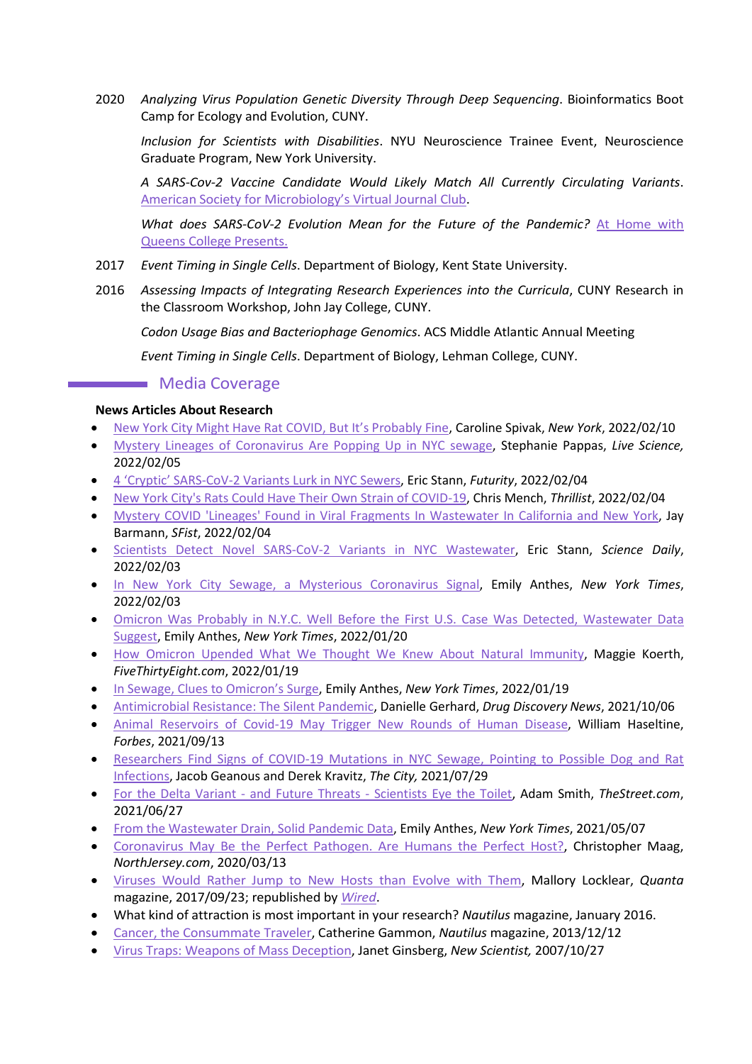2020 *Analyzing Virus Population Genetic Diversity Through Deep Sequencing*. Bioinformatics Boot Camp for Ecology and Evolution, CUNY.

*Inclusion for Scientists with Disabilities*. NYU Neuroscience Trainee Event, Neuroscience Graduate Program, New York University.

*A SARS-Cov-2 Vaccine Candidate Would Likely Match All Currently Circulating Variants*. American Society for Microbiology's Virtual Journal Club.

*What does SARS-CoV-2 Evolution Mean for the Future of the Pandemic?* At Home with Queens College Presents.

2017 *Event Timing in Single Cells*. Department of Biology, Kent State University.

2016 *Assessing Impacts of Integrating Research Experiences into the Curricula*, CUNY Research in the Classroom Workshop, John Jay College, CUNY.

*Codon Usage Bias and Bacteriophage Genomics*. ACS Middle Atlantic Annual Meeting

*Event Timing in Single Cells*. Department of Biology, Lehman College, CUNY.

## Media Coverage

**News Articles About Research**

- New York City Might Have Rat COVID, But It's Probably Fine, Caroline Spivak, *New York*, 2022/02/10
- Mystery Lineages of Coronavirus Are Popping Up in NYC sewage, Stephanie Pappas, *Live Science,* 2022/02/05
- 4 'Cryptic' SARS-CoV-2 Variants Lurk in NYC Sewers, Eric Stann, *Futurity*, 2022/02/04
- New York City's Rats Could Have Their Own Strain of COVID-19, Chris Mench, *Thrillist*, 2022/02/04
- Mystery COVID 'Lineages' Found in Viral Fragments In Wastewater In California and New York, Jay Barmann, *SFist*, 2022/02/04
- Scientists Detect Novel SARS-CoV-2 Variants in NYC Wastewater, Eric Stann, *Science Daily*, 2022/02/03
- In New York City Sewage, a Mysterious Coronavirus Signal, Emily Anthes, *New York Times*, 2022/02/03
- Omicron Was Probably in N.Y.C. Well Before the First U.S. Case Was Detected, Wastewater Data Suggest, Emily Anthes, *New York Times*, 2022/01/20
- How Omicron Upended What We Thought We Knew About Natural Immunity, Maggie Koerth, *FiveThirtyEight.com*, 2022/01/19
- In Sewage, Clues to Omicron's Surge, Emily Anthes, *New York Times*, 2022/01/19
- Antimicrobial Resistance: The Silent Pandemic, Danielle Gerhard, *Drug Discovery News*, 2021/10/06
- Animal Reservoirs of Covid-19 May Trigger New Rounds of Human Disease, William Haseltine, *Forbes*, 2021/09/13
- Researchers Find Signs of COVID-19 Mutations in NYC Sewage, Pointing to Possible Dog and Rat Infections, Jacob Geanous and Derek Kravitz, *The City,* 2021/07/29
- For the Delta Variant - and Future Threats - Scientists Eye the Toilet, Adam Smith, *TheStreet.com*, 2021/06/27
- From the Wastewater Drain, Solid Pandemic Data, Emily Anthes, *New York Times*, 2021/05/07
- Coronavirus May Be the Perfect Pathogen. Are Humans the Perfect Host?, Christopher Maag, *NorthJersey.com*, 2020/03/13
- Viruses Would Rather Jump to New Hosts than Evolve with Them, Mallory Locklear, *Quanta* magazine, 2017/09/23; republished by *Wired*.
- What kind of attraction is most important in your research? *Nautilus* magazine, January 2016.
- Cancer, the Consummate Traveler, Catherine Gammon, *Nautilus* magazine, 2013/12/12
- Virus Traps: Weapons of Mass Deception, Janet Ginsberg, *New Scientist,* 2007/10/27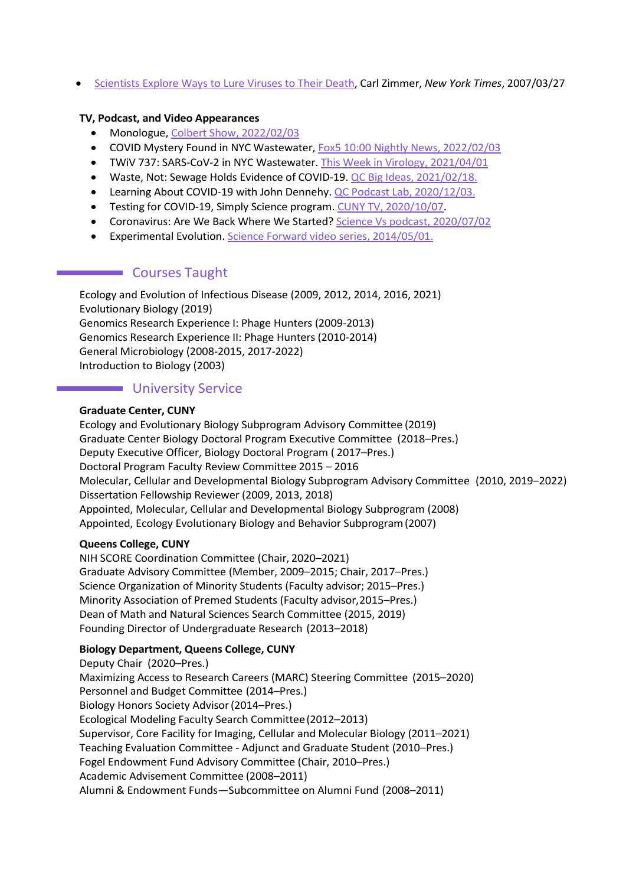- [Scientists Explore Ways to Lure Viruses to Their Death](), Carl Zimmer, *New York Times*, 2007/03/27

**TV, Podcast, and Video Appearances**

- Monologue, [Colbert Show, 2022/02/03]()
- COVID Mystery Found in NYC Wastewater, [Fox5 10:00 Nightly News, 2022/02/03]()
- TWiV 737: SARS-CoV-2 in NYC Wastewater. [This Week in Virology, 2021/04/01]()
- Waste, Not: Sewage Holds Evidence of COVID-19. [QC Big Ideas, 2021/02/18.]()
- Learning About COVID-19 with John Dennehy. [QC Podcast Lab, 2020/12/03.]()
- Testing for COVID-19, Simply Science program. [CUNY TV, 2020/10/07]().
- Coronavirus: Are We Back Where We Started? [Science Vs podcast, 2020/07/02]()
- Experimental Evolution. [Science Forward video series, 2014/05/01.]()

## Courses Taught

Ecology and Evolution of Infectious Disease (2009, 2012, 2014, 2016, 2021)
Evolutionary Biology (2019)
Genomics Research Experience I: Phage Hunters (2009-2013)
Genomics Research Experience II: Phage Hunters (2010-2014)
General Microbiology (2008-2015, 2017-2022)
Introduction to Biology (2003)

## University Service

**Graduate Center, CUNY**

Ecology and Evolutionary Biology Subprogram Advisory Committee (2019)
Graduate Center Biology Doctoral Program Executive Committee (2018–Pres.)
Deputy Executive Officer, Biology Doctoral Program ( 2017–Pres.)
Doctoral Program Faculty Review Committee 2015 – 2016
Molecular, Cellular and Developmental Biology Subprogram Advisory Committee (2010, 2019–2022)
Dissertation Fellowship Reviewer (2009, 2013, 2018)
Appointed, Molecular, Cellular and Developmental Biology Subprogram (2008)
Appointed, Ecology Evolutionary Biology and Behavior Subprogram (2007)

**Queens College, CUNY**

NIH SCORE Coordination Committee (Chair, 2020–2021)
Graduate Advisory Committee (Member, 2009–2015; Chair, 2017–Pres.)
Science Organization of Minority Students (Faculty advisor; 2015–Pres.)
Minority Association of Premed Students (Faculty advisor, 2015–Pres.)
Dean of Math and Natural Sciences Search Committee (2015, 2019)
Founding Director of Undergraduate Research (2013–2018)

**Biology Department, Queens College, CUNY**

Deputy Chair (2020–Pres.)
Maximizing Access to Research Careers (MARC) Steering Committee (2015–2020)
Personnel and Budget Committee (2014–Pres.)
Biology Honors Society Advisor (2014–Pres.)
Ecological Modeling Faculty Search Committee (2012–2013)
Supervisor, Core Facility for Imaging, Cellular and Molecular Biology (2011–2021)
Teaching Evaluation Committee - Adjunct and Graduate Student (2010–Pres.)
Fogel Endowment Fund Advisory Committee (Chair, 2010–Pres.)
Academic Advisement Committee (2008–2011)
Alumni & Endowment Funds—Subcommittee on Alumni Fund (2008–2011)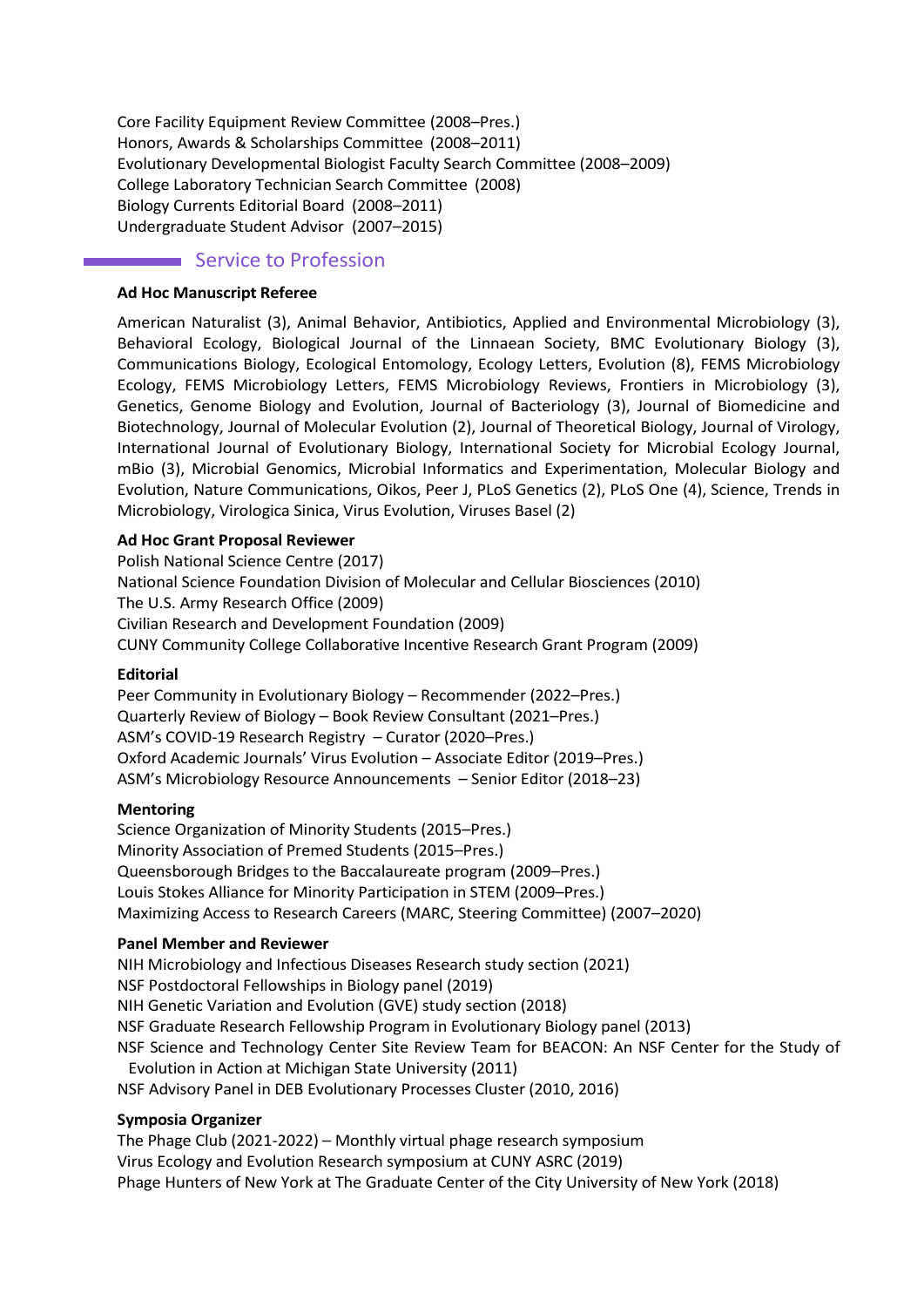Core Facility Equipment Review Committee (2008–Pres.)
Honors, Awards & Scholarships Committee (2008–2011)
Evolutionary Developmental Biologist Faculty Search Committee (2008–2009)
College Laboratory Technician Search Committee (2008)
Biology Currents Editorial Board (2008–2011)
Undergraduate Student Advisor (2007–2015)

## Service to Profession

**Ad Hoc Manuscript Referee**

American Naturalist (3), Animal Behavior, Antibiotics, Applied and Environmental Microbiology (3), Behavioral Ecology, Biological Journal of the Linnaean Society, BMC Evolutionary Biology (3), Communications Biology, Ecological Entomology, Ecology Letters, Evolution (8), FEMS Microbiology Ecology, FEMS Microbiology Letters, FEMS Microbiology Reviews, Frontiers in Microbiology (3), Genetics, Genome Biology and Evolution, Journal of Bacteriology (3), Journal of Biomedicine and Biotechnology, Journal of Molecular Evolution (2), Journal of Theoretical Biology, Journal of Virology, International Journal of Evolutionary Biology, International Society for Microbial Ecology Journal, mBio (3), Microbial Genomics, Microbial Informatics and Experimentation, Molecular Biology and Evolution, Nature Communications, Oikos, Peer J, PLoS Genetics (2), PLoS One (4), Science, Trends in Microbiology, Virologica Sinica, Virus Evolution, Viruses Basel (2)

**Ad Hoc Grant Proposal Reviewer**

Polish National Science Centre (2017)
National Science Foundation Division of Molecular and Cellular Biosciences (2010)
The U.S. Army Research Office (2009)
Civilian Research and Development Foundation (2009)
CUNY Community College Collaborative Incentive Research Grant Program (2009)

**Editorial**

Peer Community in Evolutionary Biology – Recommender (2022–Pres.)
Quarterly Review of Biology – Book Review Consultant (2021–Pres.)
ASM's COVID-19 Research Registry – Curator (2020–Pres.)
Oxford Academic Journals' Virus Evolution – Associate Editor (2019–Pres.)
ASM's Microbiology Resource Announcements – Senior Editor (2018–23)

**Mentoring**

Science Organization of Minority Students (2015–Pres.)
Minority Association of Premed Students (2015–Pres.)
Queensborough Bridges to the Baccalaureate program (2009–Pres.)
Louis Stokes Alliance for Minority Participation in STEM (2009–Pres.)
Maximizing Access to Research Careers (MARC, Steering Committee) (2007–2020)

**Panel Member and Reviewer**

NIH Microbiology and Infectious Diseases Research study section (2021)
NSF Postdoctoral Fellowships in Biology panel (2019)
NIH Genetic Variation and Evolution (GVE) study section (2018)
NSF Graduate Research Fellowship Program in Evolutionary Biology panel (2013)
NSF Science and Technology Center Site Review Team for BEACON: An NSF Center for the Study of Evolution in Action at Michigan State University (2011)
NSF Advisory Panel in DEB Evolutionary Processes Cluster (2010, 2016)

**Symposia Organizer**

The Phage Club (2021-2022) – Monthly virtual phage research symposium
Virus Ecology and Evolution Research symposium at CUNY ASRC (2019)
Phage Hunters of New York at The Graduate Center of the City University of New York (2018)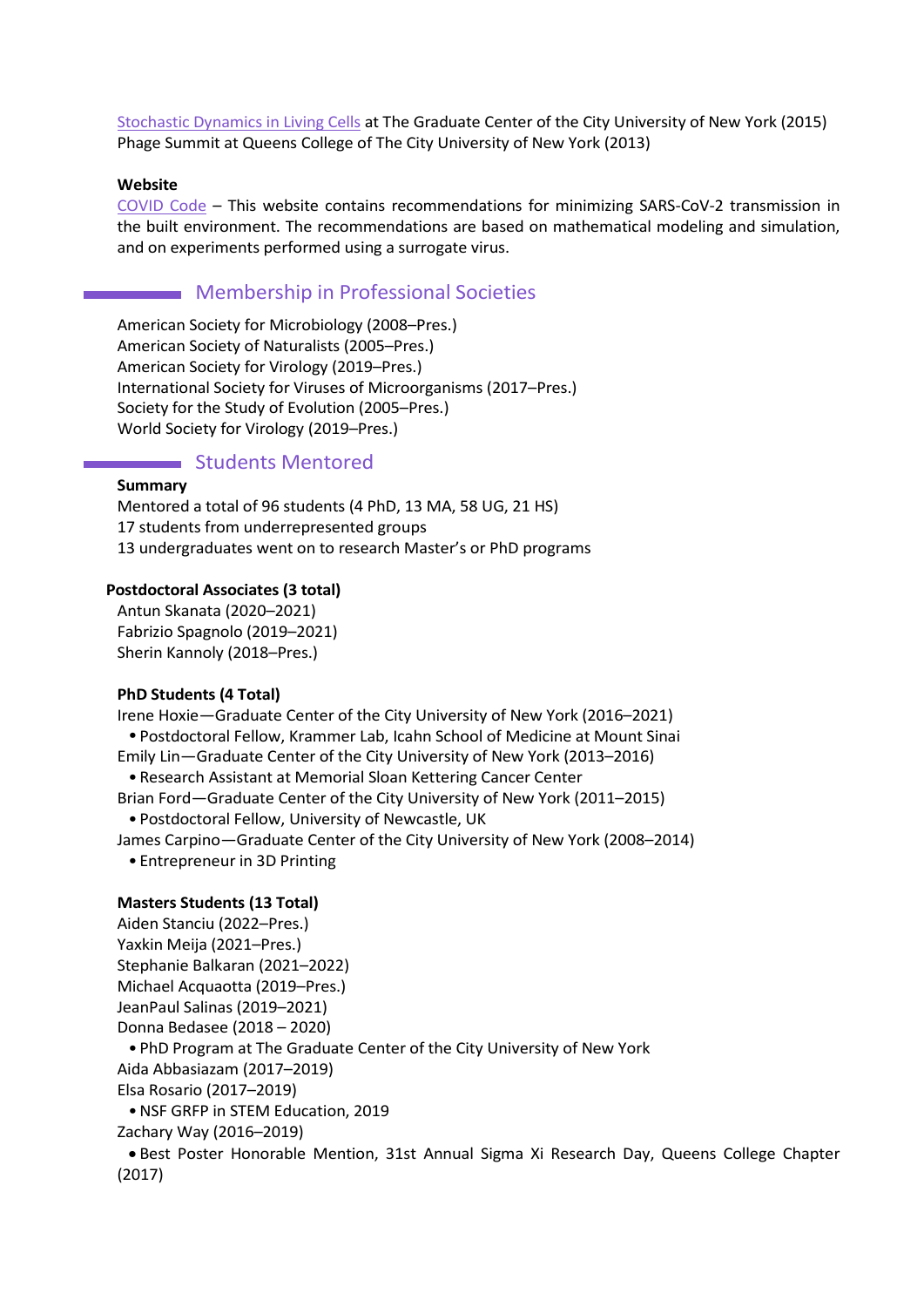[Stochastic Dynamics in Living Cells] at The Graduate Center of the City University of New York (2015)
Phage Summit at Queens College of The City University of New York (2013)

**Website**

[COVID Code] – This website contains recommendations for minimizing SARS-CoV-2 transmission in the built environment. The recommendations are based on mathematical modeling and simulation, and on experiments performed using a surrogate virus.

## Membership in Professional Societies

American Society for Microbiology (2008–Pres.)
American Society of Naturalists (2005–Pres.)
American Society for Virology (2019–Pres.)
International Society for Viruses of Microorganisms (2017–Pres.)
Society for the Study of Evolution (2005–Pres.)
World Society for Virology (2019–Pres.)

## Students Mentored

**Summary**

Mentored a total of 96 students (4 PhD, 13 MA, 58 UG, 21 HS)
17 students from underrepresented groups
13 undergraduates went on to research Master's or PhD programs

**Postdoctoral Associates (3 total)**

Antun Skanata (2020–2021)
Fabrizio Spagnolo (2019–2021)
Sherin Kannoly (2018–Pres.)

**PhD Students (4 Total)**

Irene Hoxie—Graduate Center of the City University of New York (2016–2021)
- Postdoctoral Fellow, Krammer Lab, Icahn School of Medicine at Mount Sinai

Emily Lin—Graduate Center of the City University of New York (2013–2016)
- Research Assistant at Memorial Sloan Kettering Cancer Center

Brian Ford—Graduate Center of the City University of New York (2011–2015)
- Postdoctoral Fellow, University of Newcastle, UK

James Carpino—Graduate Center of the City University of New York (2008–2014)
- Entrepreneur in 3D Printing

**Masters Students (13 Total)**

Aiden Stanciu (2022–Pres.)
Yaxkin Meija (2021–Pres.)
Stephanie Balkaran (2021–2022)
Michael Acquaotta (2019–Pres.)
JeanPaul Salinas (2019–2021)
Donna Bedasee (2018 – 2020)
- PhD Program at The Graduate Center of the City University of New York

Aida Abbasiazam (2017–2019)
Elsa Rosario (2017–2019)
- NSF GRFP in STEM Education, 2019

Zachary Way (2016–2019)
- Best Poster Honorable Mention, 31st Annual Sigma Xi Research Day, Queens College Chapter (2017)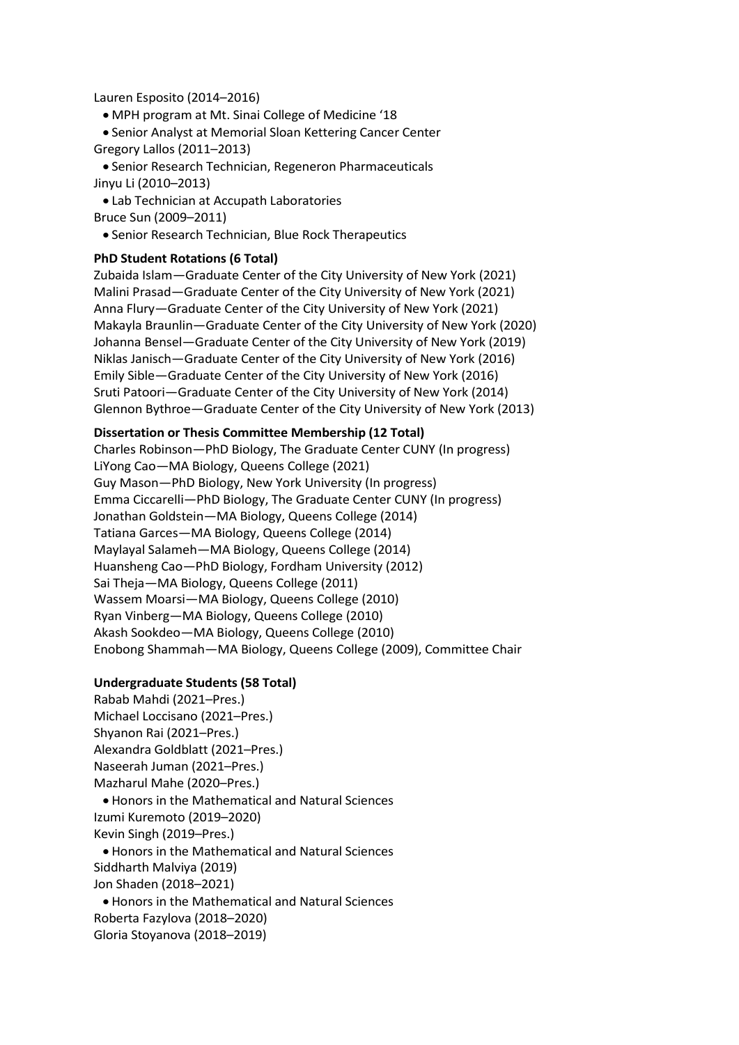Lauren Esposito (2014–2016)

- MPH program at Mt. Sinai College of Medicine '18
- Senior Analyst at Memorial Sloan Kettering Cancer Center

Gregory Lallos (2011–2013)

- Senior Research Technician, Regeneron Pharmaceuticals

Jinyu Li (2010–2013)

- Lab Technician at Accupath Laboratories

Bruce Sun (2009–2011)

- Senior Research Technician, Blue Rock Therapeutics

**PhD Student Rotations (6 Total)**

Zubaida Islam—Graduate Center of the City University of New York (2021)
Malini Prasad—Graduate Center of the City University of New York (2021)
Anna Flury—Graduate Center of the City University of New York (2021)
Makayla Braunlin—Graduate Center of the City University of New York (2020)
Johanna Bensel—Graduate Center of the City University of New York (2019)
Niklas Janisch—Graduate Center of the City University of New York (2016)
Emily Sible—Graduate Center of the City University of New York (2016)
Sruti Patoori—Graduate Center of the City University of New York (2014)
Glennon Bythroe—Graduate Center of the City University of New York (2013)

**Dissertation or Thesis Committee Membership (12 Total)**

Charles Robinson—PhD Biology, The Graduate Center CUNY (In progress)
LiYong Cao—MA Biology, Queens College (2021)
Guy Mason—PhD Biology, New York University (In progress)
Emma Ciccarelli—PhD Biology, The Graduate Center CUNY (In progress)
Jonathan Goldstein—MA Biology, Queens College (2014)
Tatiana Garces—MA Biology, Queens College (2014)
Maylayal Salameh—MA Biology, Queens College (2014)
Huansheng Cao—PhD Biology, Fordham University (2012)
Sai Theja—MA Biology, Queens College (2011)
Wassem Moarsi—MA Biology, Queens College (2010)
Ryan Vinberg—MA Biology, Queens College (2010)
Akash Sookdeo—MA Biology, Queens College (2010)
Enobong Shammah—MA Biology, Queens College (2009), Committee Chair

**Undergraduate Students (58 Total)**

Rabab Mahdi (2021–Pres.)
Michael Loccisano (2021–Pres.)
Shyanon Rai (2021–Pres.)
Alexandra Goldblatt (2021–Pres.)
Naseerah Juman (2021–Pres.)
Mazharul Mahe (2020–Pres.)

- Honors in the Mathematical and Natural Sciences

Izumi Kuremoto (2019–2020)
Kevin Singh (2019–Pres.)

- Honors in the Mathematical and Natural Sciences

Siddharth Malviya (2019)
Jon Shaden (2018–2021)

- Honors in the Mathematical and Natural Sciences

Roberta Fazylova (2018–2020)
Gloria Stoyanova (2018–2019)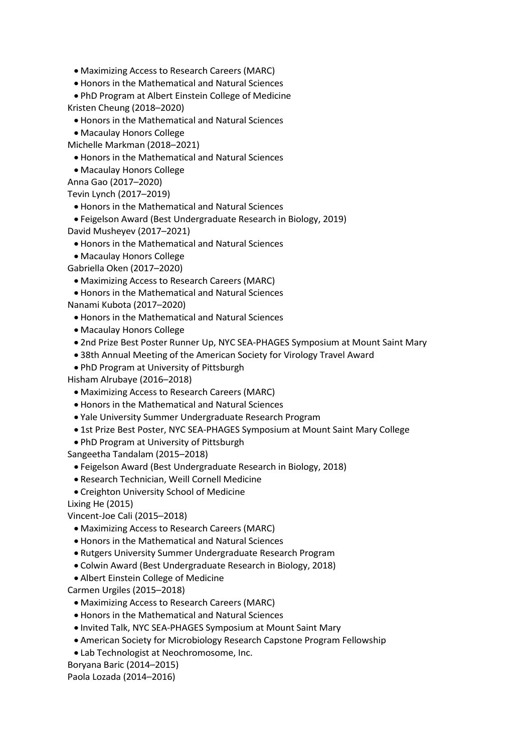- Maximizing Access to Research Careers (MARC)
- Honors in the Mathematical and Natural Sciences
- PhD Program at Albert Einstein College of Medicine

Kristen Cheung (2018–2020)

- Honors in the Mathematical and Natural Sciences
- Macaulay Honors College

Michelle Markman (2018–2021)

- Honors in the Mathematical and Natural Sciences
- Macaulay Honors College

Anna Gao (2017–2020)

Tevin Lynch (2017–2019)

- Honors in the Mathematical and Natural Sciences
- Feigelson Award (Best Undergraduate Research in Biology, 2019)

David Musheyev (2017–2021)

- Honors in the Mathematical and Natural Sciences
- Macaulay Honors College

Gabriella Oken (2017–2020)

- Maximizing Access to Research Careers (MARC)
- Honors in the Mathematical and Natural Sciences

Nanami Kubota (2017–2020)

- Honors in the Mathematical and Natural Sciences
- Macaulay Honors College
- 2nd Prize Best Poster Runner Up, NYC SEA-PHAGES Symposium at Mount Saint Mary
- 38th Annual Meeting of the American Society for Virology Travel Award
- PhD Program at University of Pittsburgh

Hisham Alrubaye (2016–2018)

- Maximizing Access to Research Careers (MARC)
- Honors in the Mathematical and Natural Sciences
- Yale University Summer Undergraduate Research Program
- 1st Prize Best Poster, NYC SEA-PHAGES Symposium at Mount Saint Mary College
- PhD Program at University of Pittsburgh

Sangeetha Tandalam (2015–2018)

- Feigelson Award (Best Undergraduate Research in Biology, 2018)
- Research Technician, Weill Cornell Medicine
- Creighton University School of Medicine

Lixing He (2015)

Vincent-Joe Cali (2015–2018)

- Maximizing Access to Research Careers (MARC)
- Honors in the Mathematical and Natural Sciences
- Rutgers University Summer Undergraduate Research Program
- Colwin Award (Best Undergraduate Research in Biology, 2018)
- Albert Einstein College of Medicine

Carmen Urgiles (2015–2018)

- Maximizing Access to Research Careers (MARC)
- Honors in the Mathematical and Natural Sciences
- Invited Talk, NYC SEA-PHAGES Symposium at Mount Saint Mary
- American Society for Microbiology Research Capstone Program Fellowship
- Lab Technologist at Neochromosome, Inc.

Boryana Baric (2014–2015)

Paola Lozada (2014–2016)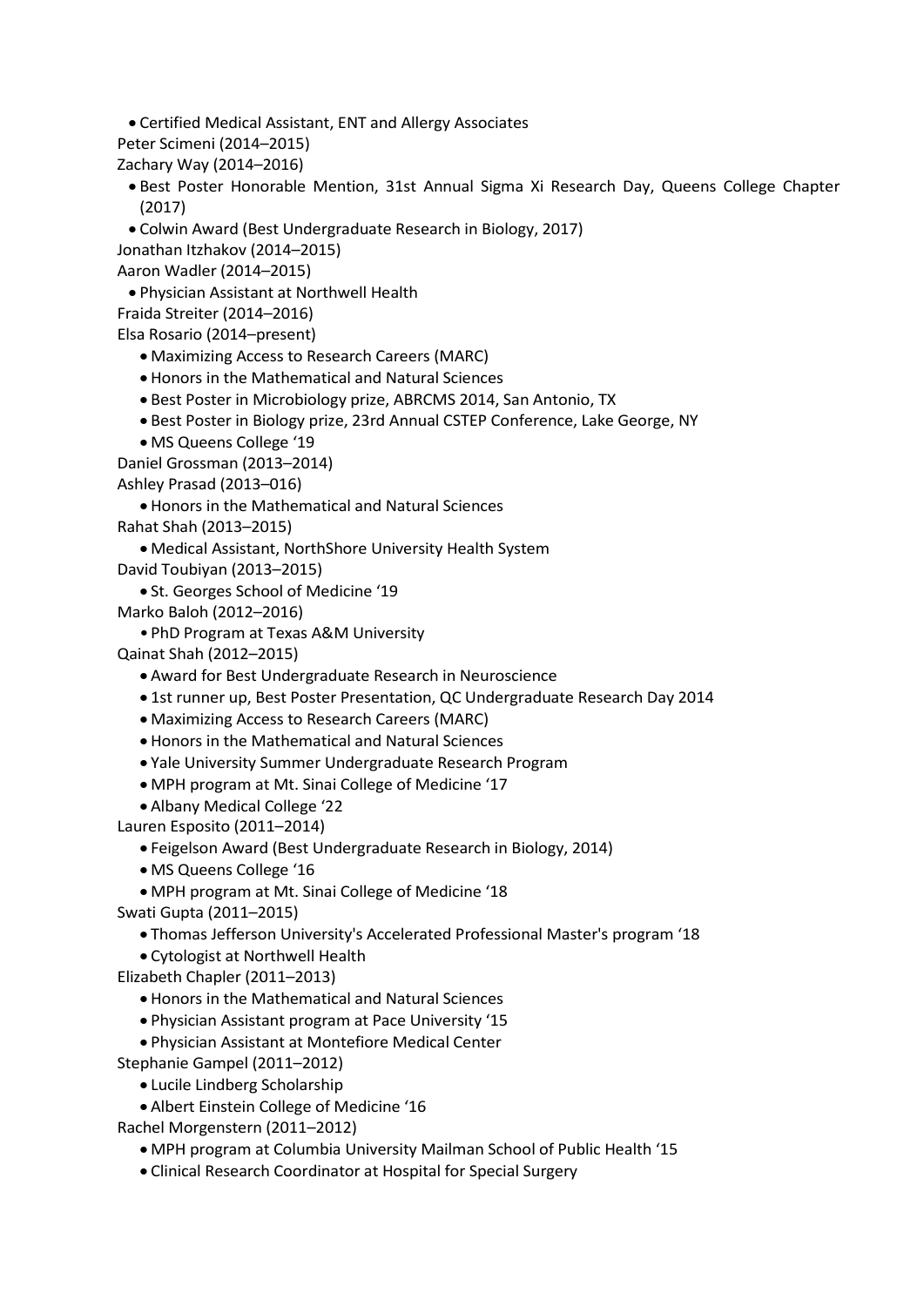- Certified Medical Assistant, ENT and Allergy Associates

Peter Scimeni (2014–2015)

Zachary Way (2014–2016)

- Best Poster Honorable Mention, 31st Annual Sigma Xi Research Day, Queens College Chapter (2017)
- Colwin Award (Best Undergraduate Research in Biology, 2017)

Jonathan Itzhakov (2014–2015)

Aaron Wadler (2014–2015)

- Physician Assistant at Northwell Health

Fraida Streiter (2014–2016)

Elsa Rosario (2014–present)

- Maximizing Access to Research Careers (MARC)
- Honors in the Mathematical and Natural Sciences
- Best Poster in Microbiology prize, ABRCMS 2014, San Antonio, TX
- Best Poster in Biology prize, 23rd Annual CSTEP Conference, Lake George, NY
- MS Queens College '19

Daniel Grossman (2013–2014)

Ashley Prasad (2013–016)

- Honors in the Mathematical and Natural Sciences

Rahat Shah (2013–2015)

- Medical Assistant, NorthShore University Health System

David Toubiyan (2013–2015)

- St. Georges School of Medicine '19

Marko Baloh (2012–2016)

- PhD Program at Texas A&M University

Qainat Shah (2012–2015)

- Award for Best Undergraduate Research in Neuroscience
- 1st runner up, Best Poster Presentation, QC Undergraduate Research Day 2014
- Maximizing Access to Research Careers (MARC)
- Honors in the Mathematical and Natural Sciences
- Yale University Summer Undergraduate Research Program
- MPH program at Mt. Sinai College of Medicine '17
- Albany Medical College '22

Lauren Esposito (2011–2014)

- Feigelson Award (Best Undergraduate Research in Biology, 2014)
- MS Queens College '16
- MPH program at Mt. Sinai College of Medicine '18

Swati Gupta (2011–2015)

- Thomas Jefferson University's Accelerated Professional Master's program '18
- Cytologist at Northwell Health

Elizabeth Chapler (2011–2013)

- Honors in the Mathematical and Natural Sciences
- Physician Assistant program at Pace University '15
- Physician Assistant at Montefiore Medical Center

Stephanie Gampel (2011–2012)

- Lucile Lindberg Scholarship
- Albert Einstein College of Medicine '16

Rachel Morgenstern (2011–2012)

- MPH program at Columbia University Mailman School of Public Health '15
- Clinical Research Coordinator at Hospital for Special Surgery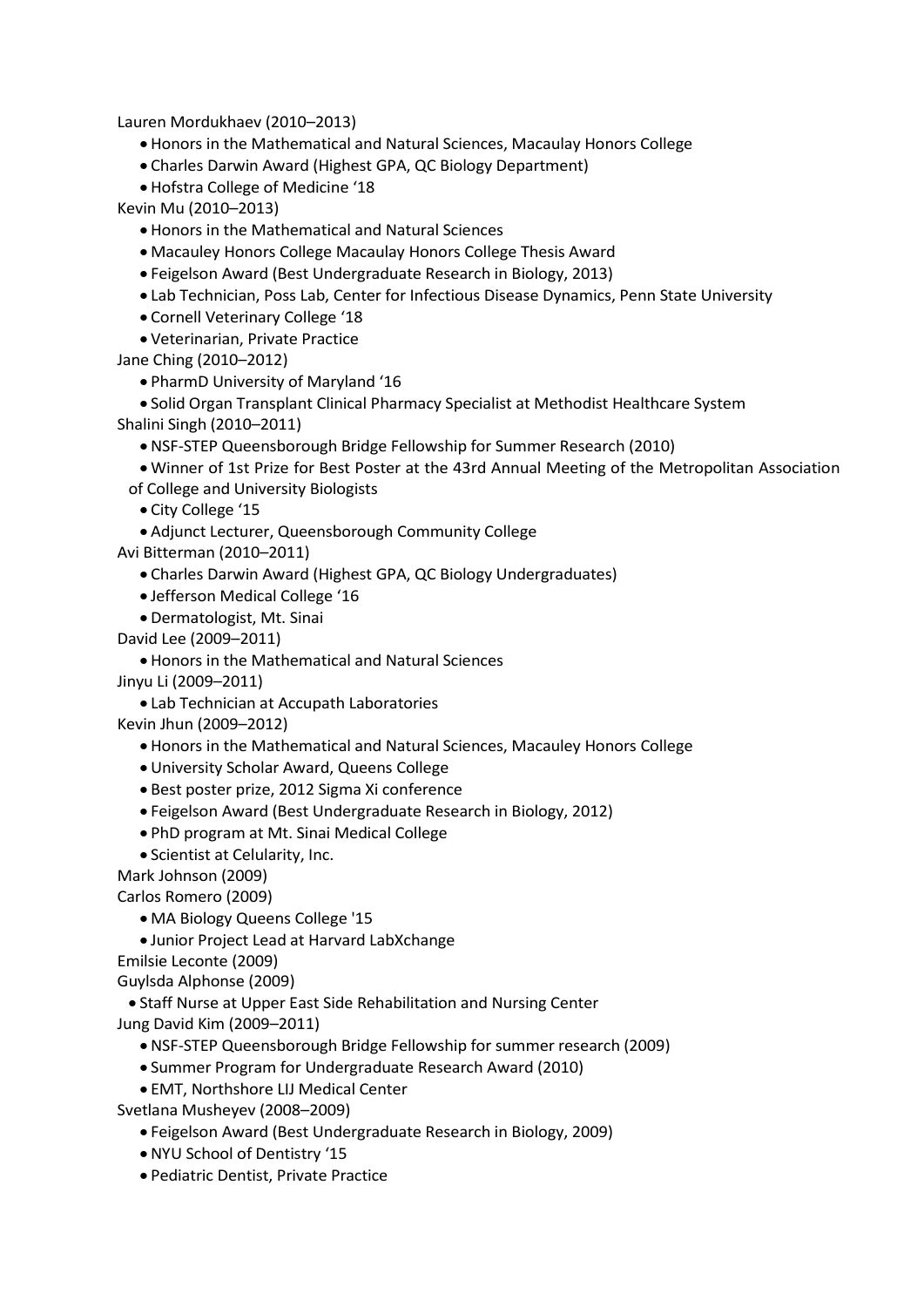Lauren Mordukhaev (2010–2013)

- Honors in the Mathematical and Natural Sciences, Macaulay Honors College
- Charles Darwin Award (Highest GPA, QC Biology Department)
- Hofstra College of Medicine '18

Kevin Mu (2010–2013)

- Honors in the Mathematical and Natural Sciences
- Macauley Honors College Macaulay Honors College Thesis Award
- Feigelson Award (Best Undergraduate Research in Biology, 2013)
- Lab Technician, Poss Lab, Center for Infectious Disease Dynamics, Penn State University
- Cornell Veterinary College '18
- Veterinarian, Private Practice

Jane Ching (2010–2012)

- PharmD University of Maryland '16
- Solid Organ Transplant Clinical Pharmacy Specialist at Methodist Healthcare System

Shalini Singh (2010–2011)

- NSF-STEP Queensborough Bridge Fellowship for Summer Research (2010)
- Winner of 1st Prize for Best Poster at the 43rd Annual Meeting of the Metropolitan Association of College and University Biologists
- City College '15
- Adjunct Lecturer, Queensborough Community College

Avi Bitterman (2010–2011)

- Charles Darwin Award (Highest GPA, QC Biology Undergraduates)
- Jefferson Medical College '16
- Dermatologist, Mt. Sinai

David Lee (2009–2011)

- Honors in the Mathematical and Natural Sciences

Jinyu Li (2009–2011)

- Lab Technician at Accupath Laboratories

Kevin Jhun (2009–2012)

- Honors in the Mathematical and Natural Sciences, Macauley Honors College
- University Scholar Award, Queens College
- Best poster prize, 2012 Sigma Xi conference
- Feigelson Award (Best Undergraduate Research in Biology, 2012)
- PhD program at Mt. Sinai Medical College
- Scientist at Celularity, Inc.

Mark Johnson (2009)

Carlos Romero (2009)

- MA Biology Queens College '15
- Junior Project Lead at Harvard LabXchange

Emilsie Leconte (2009)

Guylsda Alphonse (2009)

- Staff Nurse at Upper East Side Rehabilitation and Nursing Center

Jung David Kim (2009–2011)

- NSF-STEP Queensborough Bridge Fellowship for summer research (2009)
- Summer Program for Undergraduate Research Award (2010)
- EMT, Northshore LIJ Medical Center

Svetlana Musheyev (2008–2009)

- Feigelson Award (Best Undergraduate Research in Biology, 2009)
- NYU School of Dentistry '15
- Pediatric Dentist, Private Practice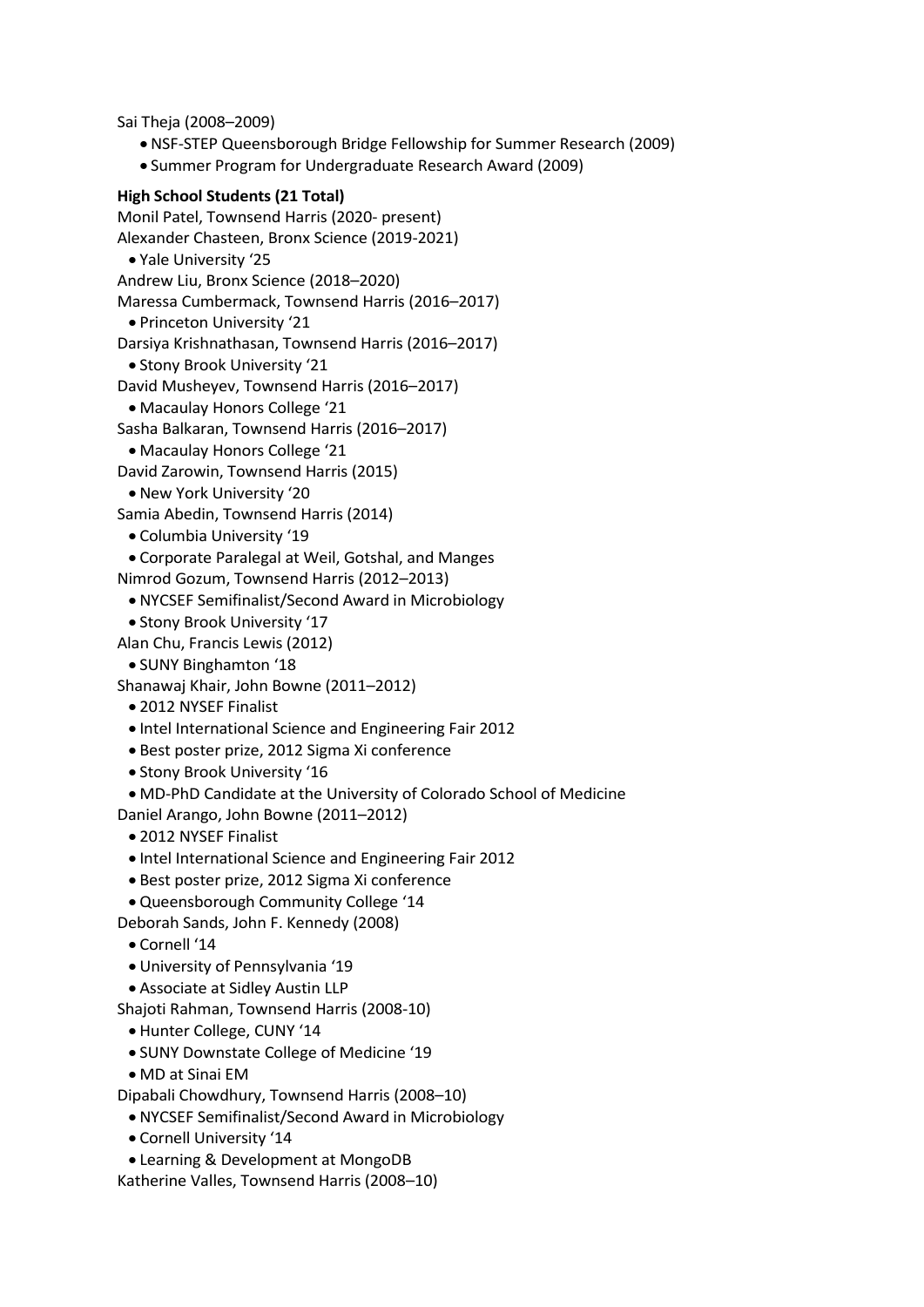Sai Theja (2008–2009)

- NSF-STEP Queensborough Bridge Fellowship for Summer Research (2009)
- Summer Program for Undergraduate Research Award (2009)

**High School Students (21 Total)**

Monil Patel, Townsend Harris (2020- present)

Alexander Chasteen, Bronx Science (2019-2021)

- Yale University '25

Andrew Liu, Bronx Science (2018–2020)

Maressa Cumbermack, Townsend Harris (2016–2017)

- Princeton University '21

Darsiya Krishnathasan, Townsend Harris (2016–2017)

- Stony Brook University '21

David Musheyev, Townsend Harris (2016–2017)

- Macaulay Honors College '21

Sasha Balkaran, Townsend Harris (2016–2017)

- Macaulay Honors College '21

David Zarowin, Townsend Harris (2015)

- New York University '20

Samia Abedin, Townsend Harris (2014)

- Columbia University '19
- Corporate Paralegal at Weil, Gotshal, and Manges

Nimrod Gozum, Townsend Harris (2012–2013)

- NYCSEF Semifinalist/Second Award in Microbiology
- Stony Brook University '17

Alan Chu, Francis Lewis (2012)

- SUNY Binghamton '18

Shanawaj Khair, John Bowne (2011–2012)

- 2012 NYSEF Finalist
- Intel International Science and Engineering Fair 2012
- Best poster prize, 2012 Sigma Xi conference
- Stony Brook University '16
- MD-PhD Candidate at the University of Colorado School of Medicine

Daniel Arango, John Bowne (2011–2012)

- 2012 NYSEF Finalist
- Intel International Science and Engineering Fair 2012
- Best poster prize, 2012 Sigma Xi conference
- Queensborough Community College '14

Deborah Sands, John F. Kennedy (2008)

- Cornell '14
- University of Pennsylvania '19
- Associate at Sidley Austin LLP

Shajoti Rahman, Townsend Harris (2008-10)

- Hunter College, CUNY '14
- SUNY Downstate College of Medicine '19
- MD at Sinai EM

Dipabali Chowdhury, Townsend Harris (2008–10)

- NYCSEF Semifinalist/Second Award in Microbiology
- Cornell University '14
- Learning & Development at MongoDB

Katherine Valles, Townsend Harris (2008–10)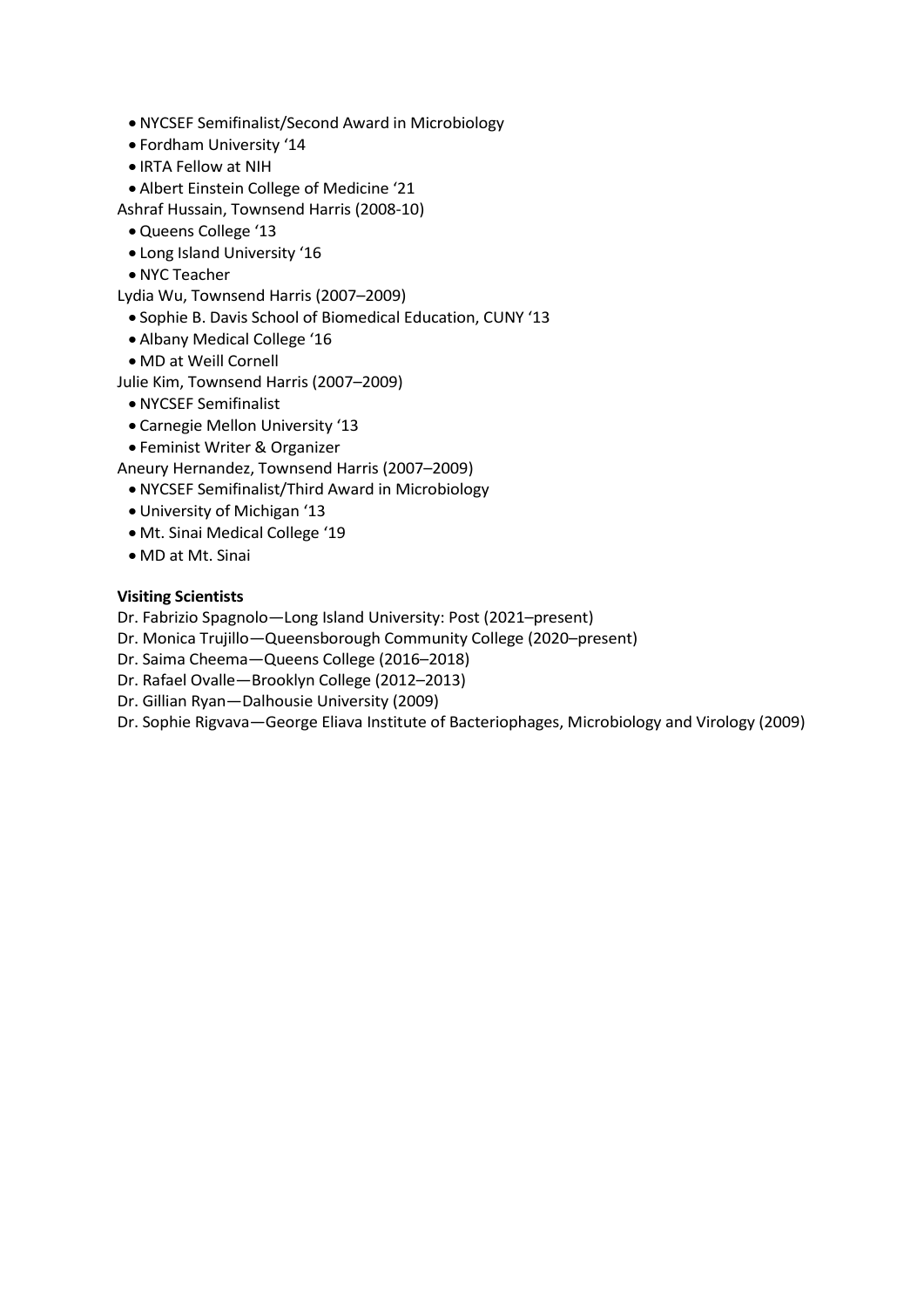- NYCSEF Semifinalist/Second Award in Microbiology
- Fordham University '14
- IRTA Fellow at NIH
- Albert Einstein College of Medicine '21

Ashraf Hussain, Townsend Harris (2008-10)

- Queens College '13
- Long Island University '16
- NYC Teacher

Lydia Wu, Townsend Harris (2007–2009)

- Sophie B. Davis School of Biomedical Education, CUNY '13
- Albany Medical College '16
- MD at Weill Cornell

Julie Kim, Townsend Harris (2007–2009)

- NYCSEF Semifinalist
- Carnegie Mellon University '13
- Feminist Writer & Organizer

Aneury Hernandez, Townsend Harris (2007–2009)

- NYCSEF Semifinalist/Third Award in Microbiology
- University of Michigan '13
- Mt. Sinai Medical College '19
- MD at Mt. Sinai

**Visiting Scientists**

Dr. Fabrizio Spagnolo—Long Island University: Post (2021–present)
Dr. Monica Trujillo—Queensborough Community College (2020–present)
Dr. Saima Cheema—Queens College (2016–2018)
Dr. Rafael Ovalle—Brooklyn College (2012–2013)
Dr. Gillian Ryan—Dalhousie University (2009)
Dr. Sophie Rigvava—George Eliava Institute of Bacteriophages, Microbiology and Virology (2009)